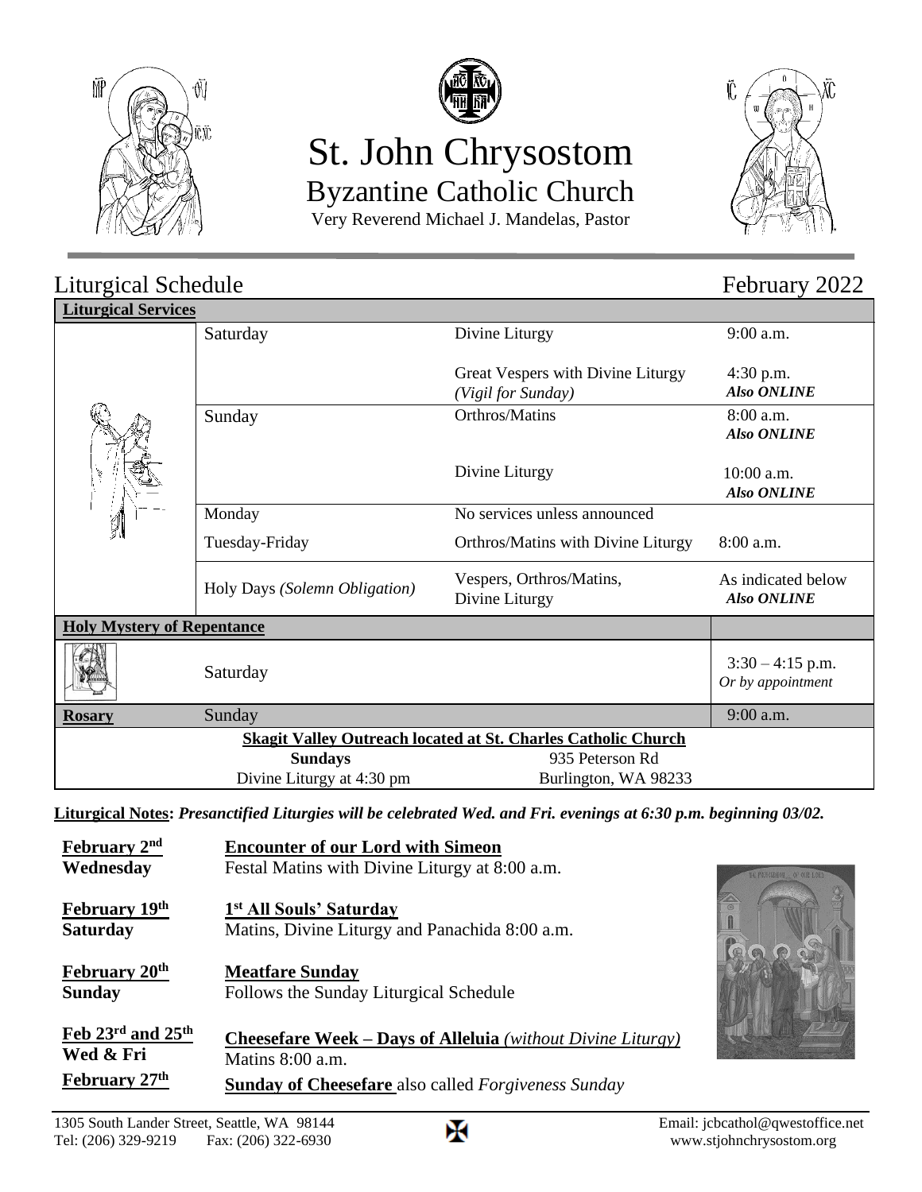# St. John Chrysostom

## Byzantine Catholic Church

Very Reverend Michael J. Mandelas, Pastor

## Liturgical Schedule — February 2022

| Liturgical Services | | | |
|---|---|---|---|
| | Saturday | Divine Liturgy | 9:00 a.m. |
| | | Great Vespers with Divine Liturgy *(Vigil for Sunday)* | 4:30 p.m. ***Also ONLINE*** |
| | Sunday | Orthros/Matins | 8:00 a.m. ***Also ONLINE*** |
| | | Divine Liturgy | 10:00 a.m. ***Also ONLINE*** |
| | Monday | No services unless announced | |
| | Tuesday-Friday | Orthros/Matins with Divine Liturgy | 8:00 a.m. |
| | Holy Days *(Solemn Obligation)* | Vespers, Orthros/Matins, Divine Liturgy | As indicated below ***Also ONLINE*** |
| **Holy Mystery of Repentance** | | | |
| | Saturday | | 3:30 – 4:15 p.m. *Or by appointment* |
| **Rosary** | Sunday | | 9:00 a.m. |

**Skagit Valley Outreach located at St. Charles Catholic Church**

**Sundays** — Divine Liturgy at 4:30 pm

935 Peterson Rd
Burlington, WA 98233

**Liturgical Notes:** ***Presanctified Liturgies will be celebrated Wed. and Fri. evenings at 6:30 p.m. beginning 03/02.***

**February 2nd**
**Wednesday**
**Encounter of our Lord with Simeon**
Festal Matins with Divine Liturgy at 8:00 a.m.

**February 19th**
**Saturday**
**1st All Souls' Saturday**
Matins, Divine Liturgy and Panachida 8:00 a.m.

**February 20th**
**Sunday**
**Meatfare Sunday**
Follows the Sunday Liturgical Schedule

**Feb 23rd and 25th**
**Wed & Fri**
**Cheesefare Week – Days of Alleluia** ***(without Divine Liturgy)***
Matins 8:00 a.m.

**February 27th**
**Sunday of Cheesefare** also called *Forgiveness Sunday*

1305 South Lander Street, Seattle, WA 98144
Tel: (206) 329-9219 Fax: (206) 322-6930
Email: jcbcathol@qwestoffice.net
www.stjohnchrysostom.org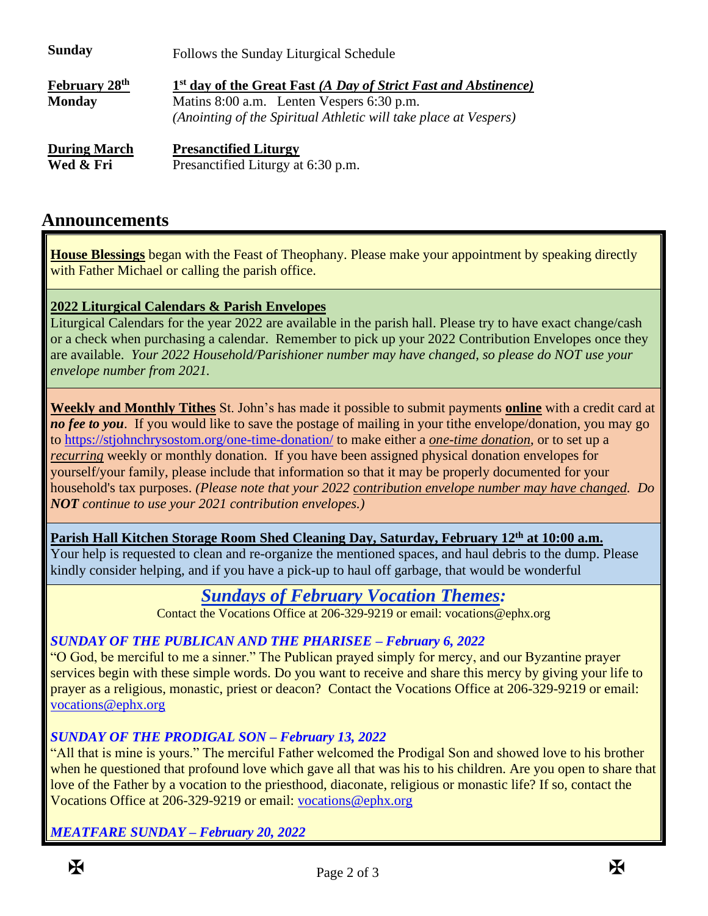**Sunday** Follows the Sunday Liturgical Schedule

**February 28th** **1st day of the Great Fast *(A Day of Strict Fast and Abstinence)***
**Monday** Matins 8:00 a.m. Lenten Vespers 6:30 p.m.
*(Anointing of the Spiritual Athletic will take place at Vespers)*

**During March** **Presanctified Liturgy**
**Wed & Fri** Presanctified Liturgy at 6:30 p.m.

## Announcements

**House Blessings** began with the Feast of Theophany. Please make your appointment by speaking directly with Father Michael or calling the parish office.

**2022 Liturgical Calendars & Parish Envelopes**
Liturgical Calendars for the year 2022 are available in the parish hall. Please try to have exact change/cash or a check when purchasing a calendar. Remember to pick up your 2022 Contribution Envelopes once they are available. *Your 2022 Household/Parishioner number may have changed, so please do NOT use your envelope number from 2021.*

**Weekly and Monthly Tithes** St. John's has made it possible to submit payments **online** with a credit card at ***no fee to you***. If you would like to save the postage of mailing in your tithe envelope/donation, you may go to https://stjohnchrysostom.org/one-time-donation/ to make either a *one-time donation*, or to set up a *recurring* weekly or monthly donation. If you have been assigned physical donation envelopes for yourself/your family, please include that information so that it may be properly documented for your household's tax purposes. *(Please note that your 2022 contribution envelope number may have changed. Do **NOT** continue to use your 2021 contribution envelopes.)*

**Parish Hall Kitchen Storage Room Shed Cleaning Day, Saturday, February 12th at 10:00 a.m.**
Your help is requested to clean and re-organize the mentioned spaces, and haul debris to the dump. Please kindly consider helping, and if you have a pick-up to haul off garbage, that would be wonderful

### *Sundays of February Vocation Themes:*

Contact the Vocations Office at 206-329-9219 or email: vocations@ephx.org

***SUNDAY OF THE PUBLICAN AND THE PHARISEE – February 6, 2022***
"O God, be merciful to me a sinner." The Publican prayed simply for mercy, and our Byzantine prayer services begin with these simple words. Do you want to receive and share this mercy by giving your life to prayer as a religious, monastic, priest or deacon? Contact the Vocations Office at 206-329-9219 or email: vocations@ephx.org

***SUNDAY OF THE PRODIGAL SON – February 13, 2022***
"All that is mine is yours." The merciful Father welcomed the Prodigal Son and showed love to his brother when he questioned that profound love which gave all that was his to his children. Are you open to share that love of the Father by a vocation to the priesthood, diaconate, religious or monastic life? If so, contact the Vocations Office at 206-329-9219 or email: vocations@ephx.org

***MEATFARE SUNDAY – February 20, 2022***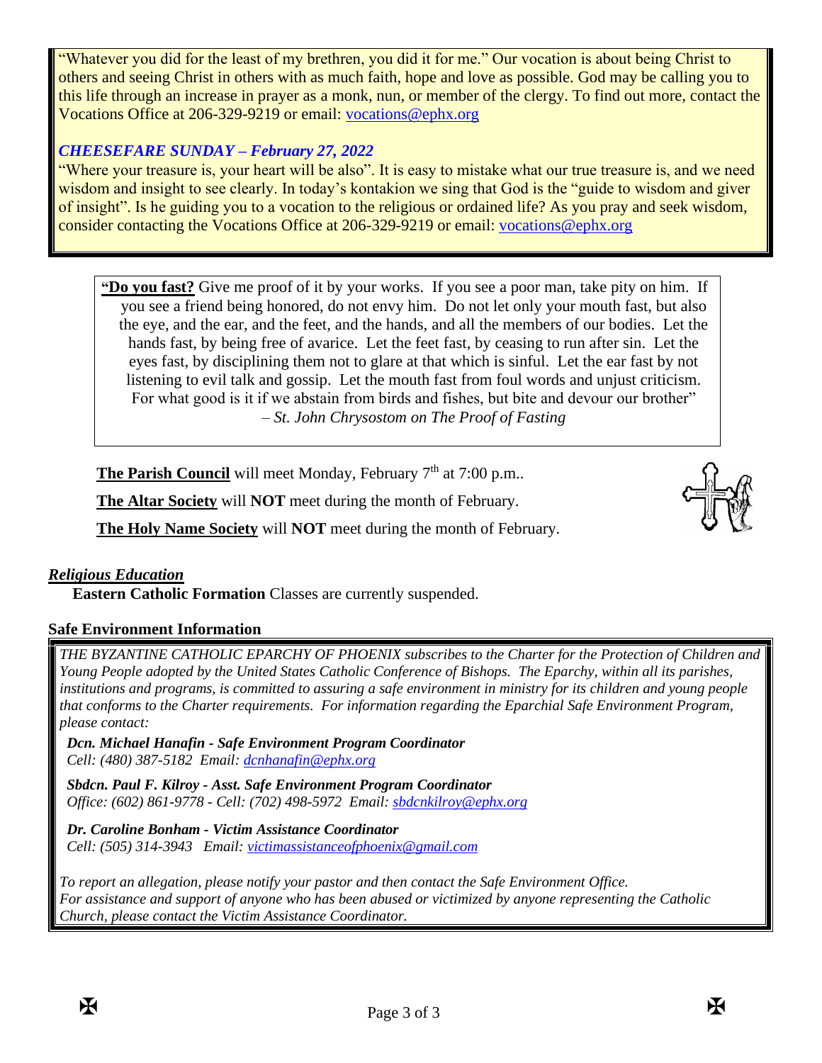"Whatever you did for the least of my brethren, you did it for me." Our vocation is about being Christ to others and seeing Christ in others with as much faith, hope and love as possible. God may be calling you to this life through an increase in prayer as a monk, nun, or member of the clergy. To find out more, contact the Vocations Office at 206-329-9219 or email: vocations@ephx.org

***CHEESEFARE SUNDAY – February 27, 2022***

"Where your treasure is, your heart will be also". It is easy to mistake what our true treasure is, and we need wisdom and insight to see clearly. In today's kontakion we sing that God is the "guide to wisdom and giver of insight". Is he guiding you to a vocation to the religious or ordained life? As you pray and seek wisdom, consider contacting the Vocations Office at 206-329-9219 or email: vocations@ephx.org

"**Do you fast?** Give me proof of it by your works. If you see a poor man, take pity on him. If you see a friend being honored, do not envy him. Do not let only your mouth fast, but also the eye, and the ear, and the feet, and the hands, and all the members of our bodies. Let the hands fast, by being free of avarice. Let the feet fast, by ceasing to run after sin. Let the eyes fast, by disciplining them not to glare at that which is sinful. Let the ear fast by not listening to evil talk and gossip. Let the mouth fast from foul words and unjust criticism. For what good is it if we abstain from birds and fishes, but bite and devour our brother"
*– St. John Chrysostom on The Proof of Fasting*

**The Parish Council** will meet Monday, February 7th at 7:00 p.m..

**The Altar Society** will **NOT** meet during the month of February.

**The Holy Name Society** will **NOT** meet during the month of February.

***Religious Education***

**Eastern Catholic Formation** Classes are currently suspended.

**Safe Environment Information**

*THE BYZANTINE CATHOLIC EPARCHY OF PHOENIX subscribes to the Charter for the Protection of Children and Young People adopted by the United States Catholic Conference of Bishops. The Eparchy, within all its parishes, institutions and programs, is committed to assuring a safe environment in ministry for its children and young people that conforms to the Charter requirements. For information regarding the Eparchial Safe Environment Program, please contact:*

***Dcn. Michael Hanafin - Safe Environment Program Coordinator***
*Cell: (480) 387-5182 Email: dcnhanafin@ephx.org*

***Sbdcn. Paul F. Kilroy - Asst. Safe Environment Program Coordinator***
*Office: (602) 861-9778 - Cell: (702) 498-5972 Email: sbdcnkilroy@ephx.org*

***Dr. Caroline Bonham - Victim Assistance Coordinator***
*Cell: (505) 314-3943 Email: victimassistanceofphoenix@gmail.com*

*To report an allegation, please notify your pastor and then contact the Safe Environment Office.*
*For assistance and support of anyone who has been abused or victimized by anyone representing the Catholic Church, please contact the Victim Assistance Coordinator.*